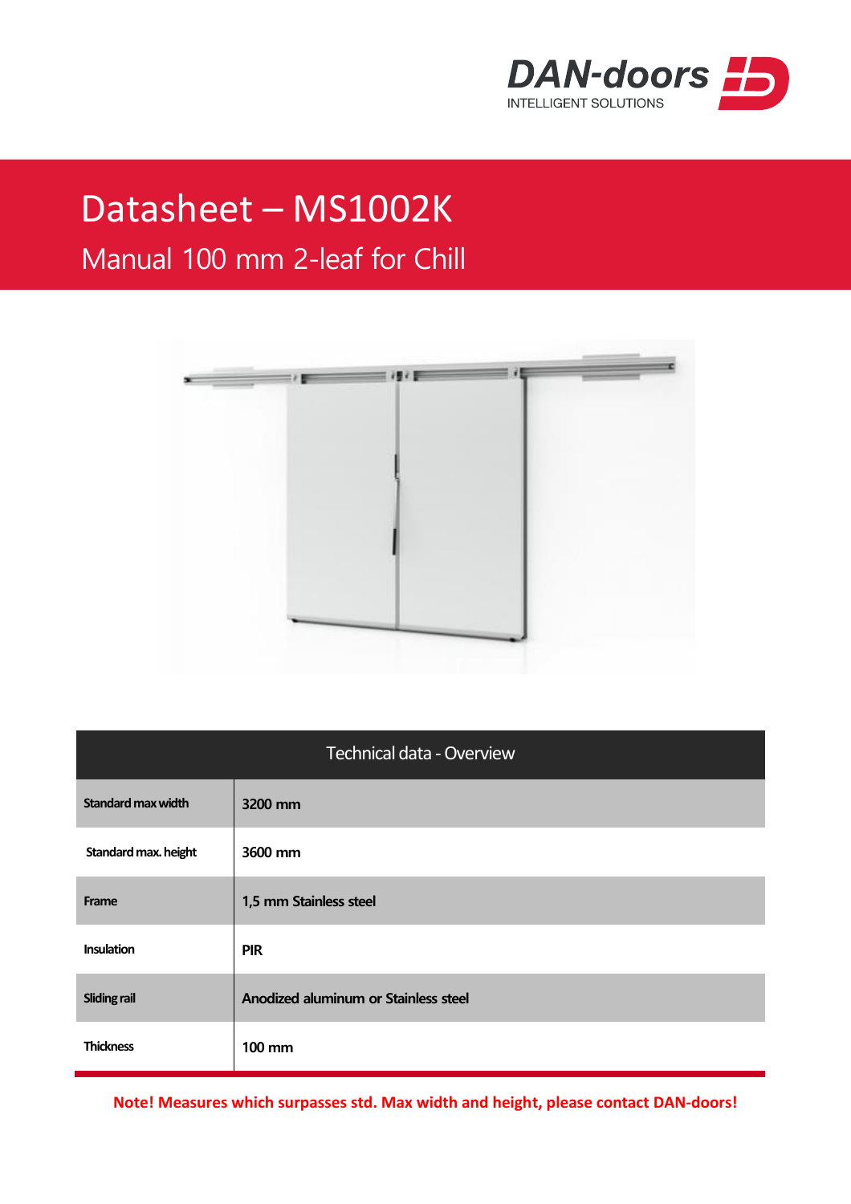DAN-doors
INTELLIGENT SOLUTIONS

# Datasheet – MS1002K

## Manual 100 mm 2-leaf for Chill

| Technical data - Overview | |
|---|---|
| Standard max width | 3200 mm |
| Standard max. height | 3600 mm |
| Frame | 1,5 mm Stainless steel |
| Insulation | PIR |
| Sliding rail | Anodized aluminum or Stainless steel |
| Thickness | 100 mm |

**Note! Measures which surpasses std. Max width and height, please contact DAN-doors!**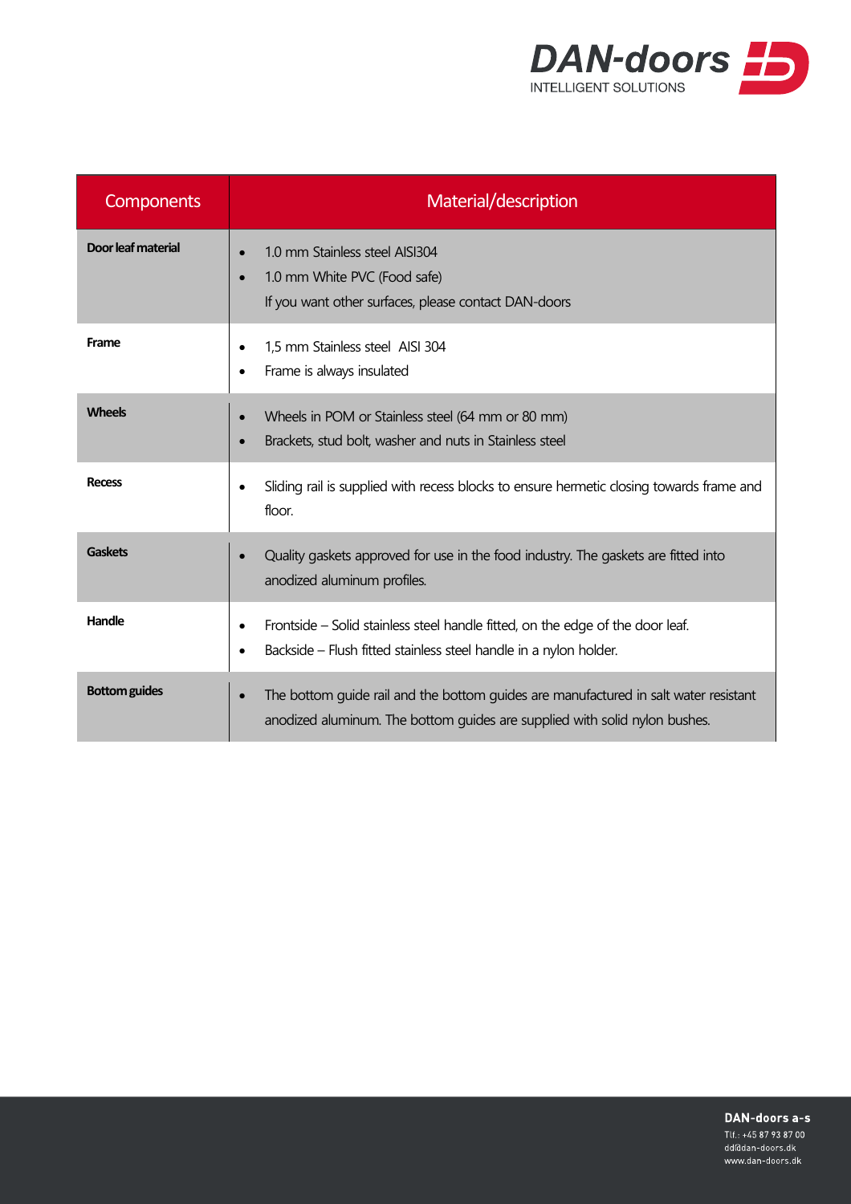| Components | Material/description |
| --- | --- |
| **Door leaf material** | • 1.0 mm Stainless steel AISI304<br>• 1.0 mm White PVC (Food safe)<br>If you want other surfaces, please contact DAN-doors |
| **Frame** | • 1,5 mm Stainless steel AISI 304<br>• Frame is always insulated |
| **Wheels** | • Wheels in POM or Stainless steel (64 mm or 80 mm)<br>• Brackets, stud bolt, washer and nuts in Stainless steel |
| **Recess** | • Sliding rail is supplied with recess blocks to ensure hermetic closing towards frame and floor. |
| **Gaskets** | • Quality gaskets approved for use in the food industry. The gaskets are fitted into anodized aluminum profiles. |
| **Handle** | • Frontside – Solid stainless steel handle fitted, on the edge of the door leaf.<br>• Backside – Flush fitted stainless steel handle in a nylon holder. |
| **Bottom guides** | • The bottom guide rail and the bottom guides are manufactured in salt water resistant anodized aluminum. The bottom guides are supplied with solid nylon bushes. |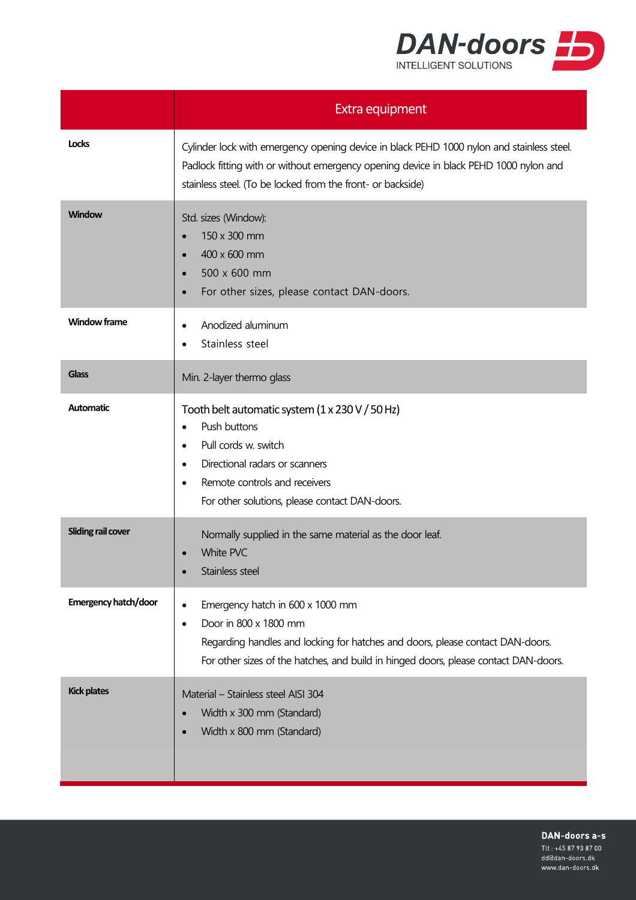| | Extra equipment |
|---|---|
| **Locks** | Cylinder lock with emergency opening device in black PEHD 1000 nylon and stainless steel. Padlock fitting with or without emergency opening device in black PEHD 1000 nylon and stainless steel. (To be locked from the front- or backside) |
| **Window** | Std. sizes (Window):<br>• 150 x 300 mm<br>• 400 x 600 mm<br>• 500 x 600 mm<br>• For other sizes, please contact DAN-doors. |
| **Window frame** | • Anodized aluminum<br>• Stainless steel |
| **Glass** | Min. 2-layer thermo glass |
| **Automatic** | Tooth belt automatic system (1 x 230 V / 50 Hz)<br>• Push buttons<br>• Pull cords w. switch<br>• Directional radars or scanners<br>• Remote controls and receivers<br>For other solutions, please contact DAN-doors. |
| **Sliding rail cover** | Normally supplied in the same material as the door leaf.<br>• White PVC<br>• Stainless steel |
| **Emergency hatch/door** | • Emergency hatch in 600 x 1000 mm<br>• Door in 800 x 1800 mm<br>Regarding handles and locking for hatches and doors, please contact DAN-doors.<br>For other sizes of the hatches, and build in hinged doors, please contact DAN-doors. |
| **Kick plates** | Material – Stainless steel AISI 304<br>• Width x 300 mm (Standard)<br>• Width x 800 mm (Standard) |